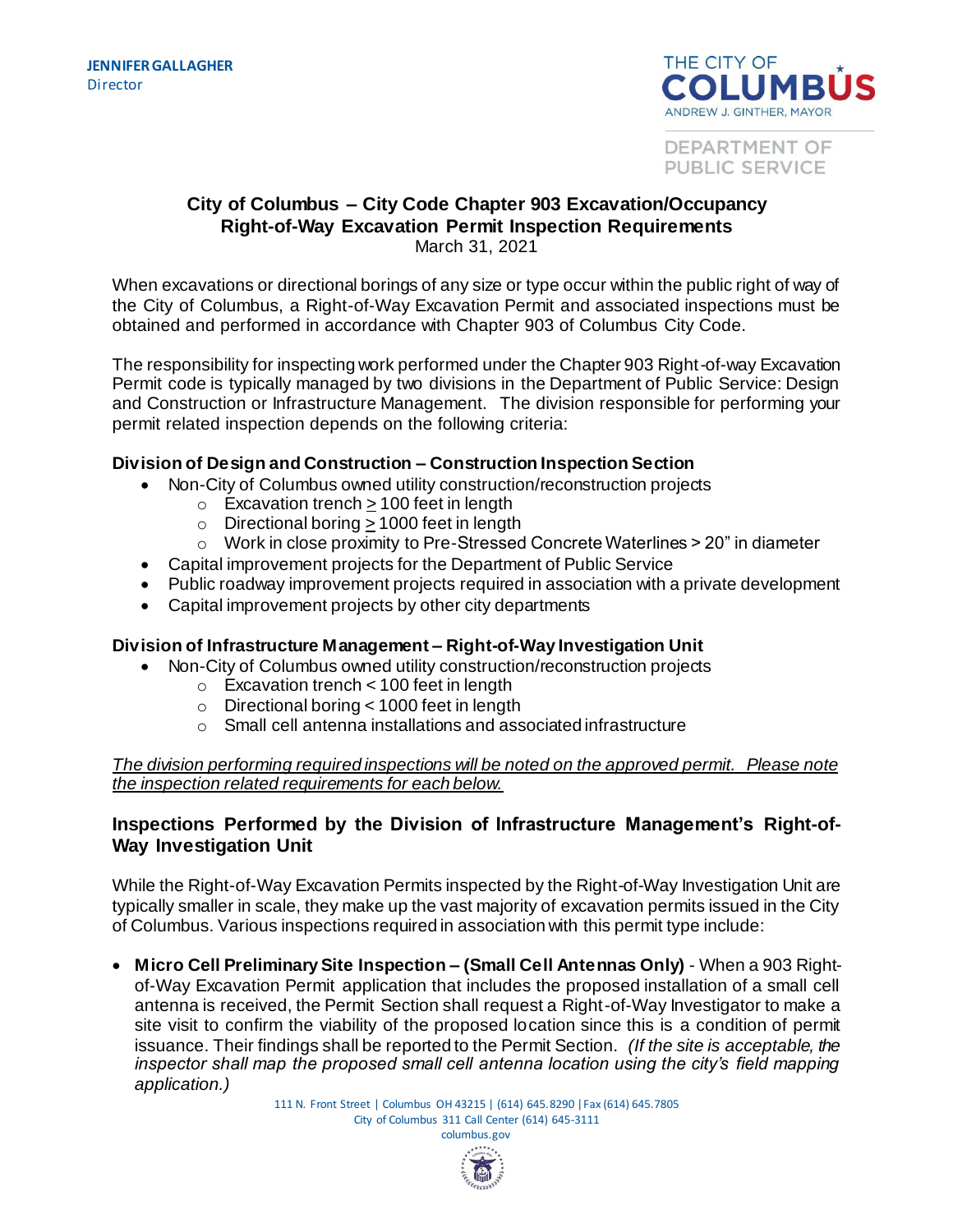**JENNIFER GALLAGHER**
Director

THE CITY OF COLUMBUS
ANDREW J. GINTHER, MAYOR

DEPARTMENT OF PUBLIC SERVICE

## City of Columbus – City Code Chapter 903 Excavation/Occupancy Right-of-Way Excavation Permit Inspection Requirements

March 31, 2021

When excavations or directional borings of any size or type occur within the public right of way of the City of Columbus, a Right-of-Way Excavation Permit and associated inspections must be obtained and performed in accordance with Chapter 903 of Columbus City Code.

The responsibility for inspecting work performed under the Chapter 903 Right-of-way Excavation Permit code is typically managed by two divisions in the Department of Public Service: Design and Construction or Infrastructure Management. The division responsible for performing your permit related inspection depends on the following criteria:

### Division of Design and Construction – Construction Inspection Section

- Non-City of Columbus owned utility construction/reconstruction projects
  - Excavation trench ≥ 100 feet in length
  - Directional boring ≥ 1000 feet in length
  - Work in close proximity to Pre-Stressed Concrete Waterlines > 20" in diameter
- Capital improvement projects for the Department of Public Service
- Public roadway improvement projects required in association with a private development
- Capital improvement projects by other city departments

### Division of Infrastructure Management – Right-of-Way Investigation Unit

- Non-City of Columbus owned utility construction/reconstruction projects
  - Excavation trench < 100 feet in length
  - Directional boring < 1000 feet in length
  - Small cell antenna installations and associated infrastructure

*The division performing required inspections will be noted on the approved permit. Please note the inspection related requirements for each below.*

## Inspections Performed by the Division of Infrastructure Management's Right-of-Way Investigation Unit

While the Right-of-Way Excavation Permits inspected by the Right-of-Way Investigation Unit are typically smaller in scale, they make up the vast majority of excavation permits issued in the City of Columbus. Various inspections required in association with this permit type include:

- **Micro Cell Preliminary Site Inspection – (Small Cell Antennas Only)** - When a 903 Right-of-Way Excavation Permit application that includes the proposed installation of a small cell antenna is received, the Permit Section shall request a Right-of-Way Investigator to make a site visit to confirm the viability of the proposed location since this is a condition of permit issuance. Their findings shall be reported to the Permit Section. *(If the site is acceptable, the inspector shall map the proposed small cell antenna location using the city's field mapping application.)*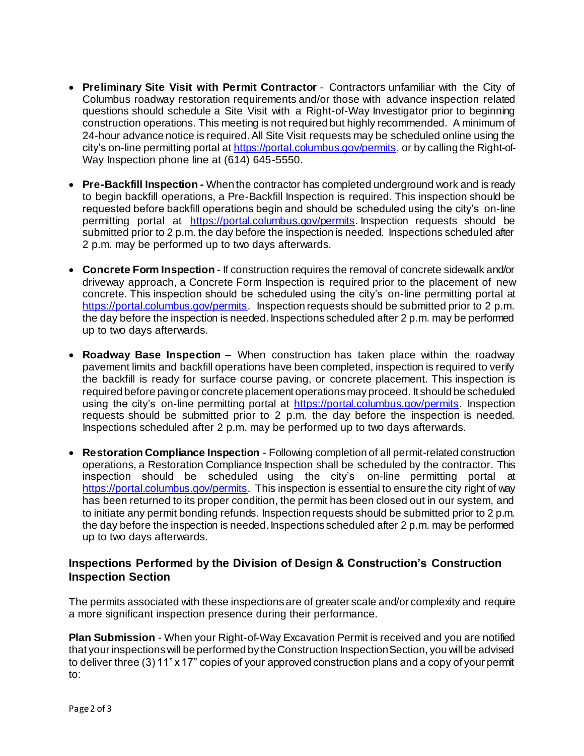- **Preliminary Site Visit with Permit Contractor** - Contractors unfamiliar with the City of Columbus roadway restoration requirements and/or those with advance inspection related questions should schedule a Site Visit with a Right-of-Way Investigator prior to beginning construction operations. This meeting is not required but highly recommended. A minimum of 24-hour advance notice is required. All Site Visit requests may be scheduled online using the city's on-line permitting portal at [https://portal.columbus.gov/permits](https://portal.columbus.gov/permits), or by calling the Right-of-Way Inspection phone line at (614) 645-5550.

- **Pre-Backfill Inspection -** When the contractor has completed underground work and is ready to begin backfill operations, a Pre-Backfill Inspection is required. This inspection should be requested before backfill operations begin and should be scheduled using the city's on-line permitting portal at [https://portal.columbus.gov/permits](https://portal.columbus.gov/permits). Inspection requests should be submitted prior to 2 p.m. the day before the inspection is needed. Inspections scheduled after 2 p.m. may be performed up to two days afterwards.

- **Concrete Form Inspection** - If construction requires the removal of concrete sidewalk and/or driveway approach, a Concrete Form Inspection is required prior to the placement of new concrete. This inspection should be scheduled using the city's on-line permitting portal at [https://portal.columbus.gov/permits](https://portal.columbus.gov/permits). Inspection requests should be submitted prior to 2 p.m. the day before the inspection is needed. Inspections scheduled after 2 p.m. may be performed up to two days afterwards.

- **Roadway Base Inspection** – When construction has taken place within the roadway pavement limits and backfill operations have been completed, inspection is required to verify the backfill is ready for surface course paving, or concrete placement. This inspection is required before paving or concrete placement operations may proceed. It should be scheduled using the city's on-line permitting portal at [https://portal.columbus.gov/permits](https://portal.columbus.gov/permits). Inspection requests should be submitted prior to 2 p.m. the day before the inspection is needed. Inspections scheduled after 2 p.m. may be performed up to two days afterwards.

- **Restoration Compliance Inspection** - Following completion of all permit-related construction operations, a Restoration Compliance Inspection shall be scheduled by the contractor. This inspection should be scheduled using the city's on-line permitting portal at [https://portal.columbus.gov/permits](https://portal.columbus.gov/permits). This inspection is essential to ensure the city right of way has been returned to its proper condition, the permit has been closed out in our system, and to initiate any permit bonding refunds. Inspection requests should be submitted prior to 2 p.m. the day before the inspection is needed. Inspections scheduled after 2 p.m. may be performed up to two days afterwards.

## Inspections Performed by the Division of Design & Construction's Construction Inspection Section

The permits associated with these inspections are of greater scale and/or complexity and require a more significant inspection presence during their performance.

**Plan Submission** - When your Right-of-Way Excavation Permit is received and you are notified that your inspections will be performed by the Construction Inspection Section, you will be advised to deliver three (3) 11" x 17" copies of your approved construction plans and a copy of your permit to: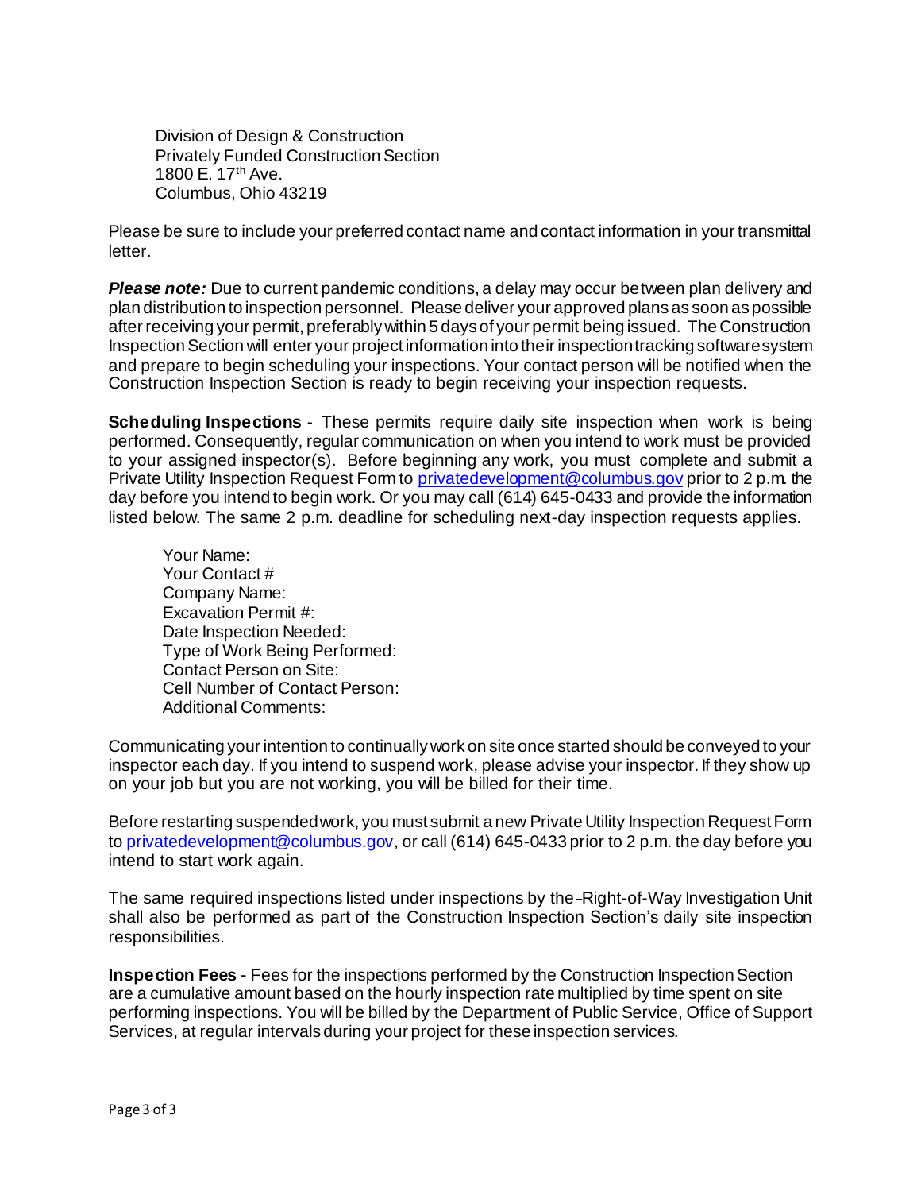Division of Design & Construction
Privately Funded Construction Section
1800 E. 17th Ave.
Columbus, Ohio 43219

Please be sure to include your preferred contact name and contact information in your transmittal letter.

***Please note:*** Due to current pandemic conditions, a delay may occur between plan delivery and plan distribution to inspection personnel. Please deliver your approved plans as soon as possible after receiving your permit, preferably within 5 days of your permit being issued. The Construction Inspection Section will enter your project information into their inspection tracking software system and prepare to begin scheduling your inspections. Your contact person will be notified when the Construction Inspection Section is ready to begin receiving your inspection requests.

**Scheduling Inspections** - These permits require daily site inspection when work is being performed. Consequently, regular communication on when you intend to work must be provided to your assigned inspector(s). Before beginning any work, you must complete and submit a Private Utility Inspection Request Form to privatedevelopment@columbus.gov prior to 2 p.m. the day before you intend to begin work. Or you may call (614) 645-0433 and provide the information listed below. The same 2 p.m. deadline for scheduling next-day inspection requests applies.

Your Name:
Your Contact #
Company Name:
Excavation Permit #:
Date Inspection Needed:
Type of Work Being Performed:
Contact Person on Site:
Cell Number of Contact Person:
Additional Comments:

Communicating your intention to continually work on site once started should be conveyed to your inspector each day. If you intend to suspend work, please advise your inspector. If they show up on your job but you are not working, you will be billed for their time.

Before restarting suspended work, you must submit a new Private Utility Inspection Request Form to privatedevelopment@columbus.gov, or call (614) 645-0433 prior to 2 p.m. the day before you intend to start work again.

The same required inspections listed under inspections by the Right-of-Way Investigation Unit shall also be performed as part of the Construction Inspection Section's daily site inspection responsibilities.

**Inspection Fees -** Fees for the inspections performed by the Construction Inspection Section are a cumulative amount based on the hourly inspection rate multiplied by time spent on site performing inspections. You will be billed by the Department of Public Service, Office of Support Services, at regular intervals during your project for these inspection services.